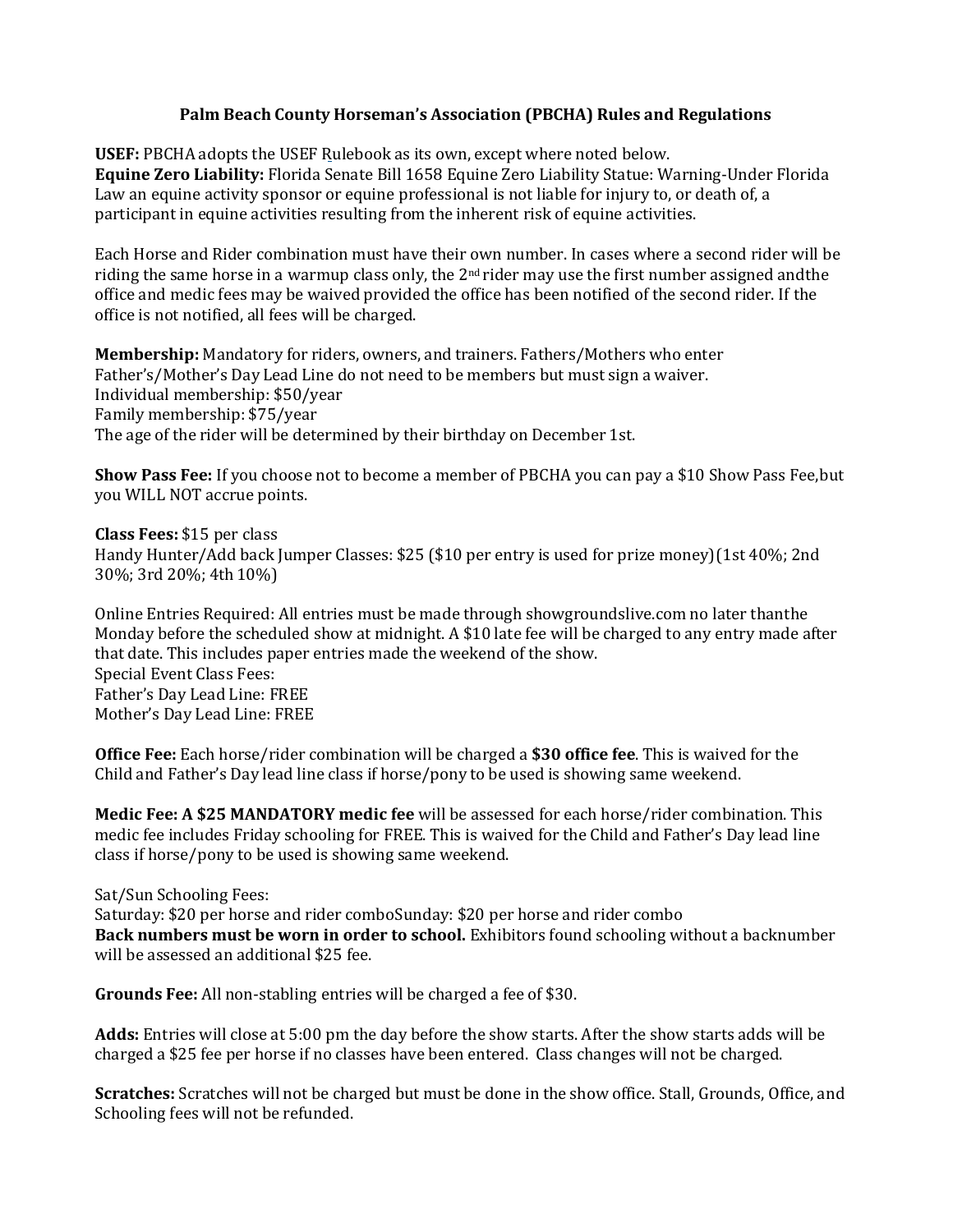**Palm Beach County Horseman's Association (PBCHA) Rules and Regulations**

**USEF:** PBCHA adopts the USEF Rulebook as its own, except where noted below.
**Equine Zero Liability:** Florida Senate Bill 1658 Equine Zero Liability Statue: Warning-Under Florida Law an equine activity sponsor or equine professional is not liable for injury to, or death of, a participant in equine activities resulting from the inherent risk of equine activities.

Each Horse and Rider combination must have their own number. In cases where a second rider will be riding the same horse in a warmup class only, the 2nd rider may use the first number assigned andthe office and medic fees may be waived provided the office has been notified of the second rider. If the office is not notified, all fees will be charged.

**Membership:** Mandatory for riders, owners, and trainers. Fathers/Mothers who enter Father's/Mother's Day Lead Line do not need to be members but must sign a waiver.
Individual membership: $50/year
Family membership: $75/year
The age of the rider will be determined by their birthday on December 1st.

**Show Pass Fee:** If you choose not to become a member of PBCHA you can pay a $10 Show Pass Fee,but you WILL NOT accrue points.

**Class Fees:** $15 per class
Handy Hunter/Add back Jumper Classes: $25 ($10 per entry is used for prize money)(1st 40%; 2nd 30%; 3rd 20%; 4th 10%)

Online Entries Required: All entries must be made through showgroundslive.com no later thanthe Monday before the scheduled show at midnight. A $10 late fee will be charged to any entry made after that date. This includes paper entries made the weekend of the show.
Special Event Class Fees:
Father's Day Lead Line: FREE
Mother's Day Lead Line: FREE

**Office Fee:** Each horse/rider combination will be charged a **$30 office fee**. This is waived for the Child and Father's Day lead line class if horse/pony to be used is showing same weekend.

**Medic Fee: A $25 MANDATORY medic fee** will be assessed for each horse/rider combination. This medic fee includes Friday schooling for FREE. This is waived for the Child and Father's Day lead line class if horse/pony to be used is showing same weekend.

Sat/Sun Schooling Fees:
Saturday: $20 per horse and rider comboSunday: $20 per horse and rider combo
**Back numbers must be worn in order to school.** Exhibitors found schooling without a backnumber will be assessed an additional $25 fee.

**Grounds Fee:** All non-stabling entries will be charged a fee of $30.

**Adds:** Entries will close at 5:00 pm the day before the show starts. After the show starts adds will be charged a $25 fee per horse if no classes have been entered. Class changes will not be charged.

**Scratches:** Scratches will not be charged but must be done in the show office. Stall, Grounds, Office, and Schooling fees will not be refunded.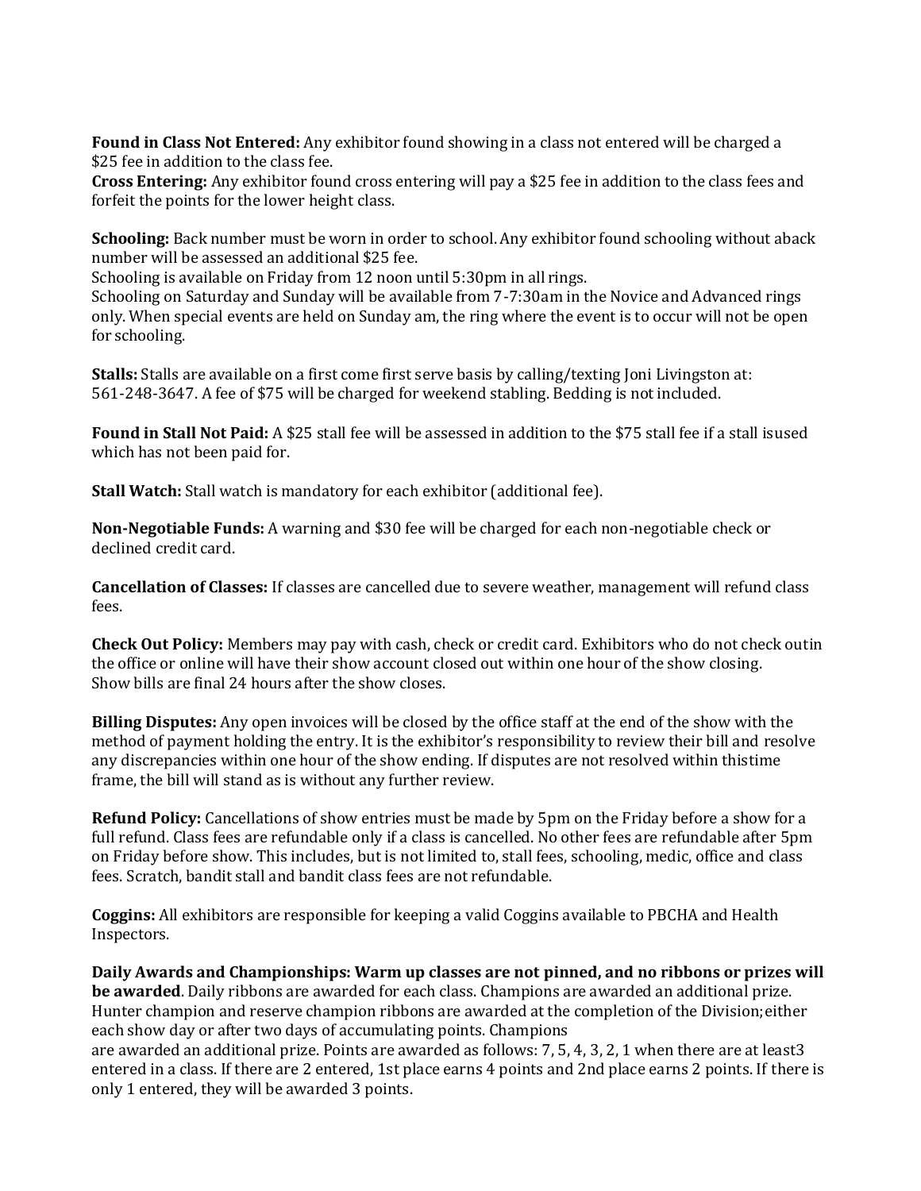**Found in Class Not Entered:** Any exhibitor found showing in a class not entered will be charged a $25 fee in addition to the class fee.
**Cross Entering:** Any exhibitor found cross entering will pay a $25 fee in addition to the class fees and forfeit the points for the lower height class.

**Schooling:** Back number must be worn in order to school. Any exhibitor found schooling without aback number will be assessed an additional $25 fee.
Schooling is available on Friday from 12 noon until 5:30pm in all rings.
Schooling on Saturday and Sunday will be available from 7-7:30am in the Novice and Advanced rings only. When special events are held on Sunday am, the ring where the event is to occur will not be open for schooling.

**Stalls:** Stalls are available on a first come first serve basis by calling/texting Joni Livingston at: 561-248-3647. A fee of $75 will be charged for weekend stabling. Bedding is not included.

**Found in Stall Not Paid:** A $25 stall fee will be assessed in addition to the $75 stall fee if a stall isused which has not been paid for.

**Stall Watch:** Stall watch is mandatory for each exhibitor (additional fee).

**Non-Negotiable Funds:** A warning and $30 fee will be charged for each non-negotiable check or declined credit card.

**Cancellation of Classes:** If classes are cancelled due to severe weather, management will refund class fees.

**Check Out Policy:** Members may pay with cash, check or credit card. Exhibitors who do not check outin the office or online will have their show account closed out within one hour of the show closing.
Show bills are final 24 hours after the show closes.

**Billing Disputes:** Any open invoices will be closed by the office staff at the end of the show with the method of payment holding the entry. It is the exhibitor's responsibility to review their bill and resolve any discrepancies within one hour of the show ending. If disputes are not resolved within thistime frame, the bill will stand as is without any further review.

**Refund Policy:** Cancellations of show entries must be made by 5pm on the Friday before a show for a full refund. Class fees are refundable only if a class is cancelled. No other fees are refundable after 5pm on Friday before show. This includes, but is not limited to, stall fees, schooling, medic, office and class fees. Scratch, bandit stall and bandit class fees are not refundable.

**Coggins:** All exhibitors are responsible for keeping a valid Coggins available to PBCHA and Health Inspectors.

**Daily Awards and Championships: Warm up classes are not pinned, and no ribbons or prizes will be awarded**. Daily ribbons are awarded for each class. Champions are awarded an additional prize. Hunter champion and reserve champion ribbons are awarded at the completion of the Division;either each show day or after two days of accumulating points. Champions
are awarded an additional prize. Points are awarded as follows: 7, 5, 4, 3, 2, 1 when there are at least3 entered in a class. If there are 2 entered, 1st place earns 4 points and 2nd place earns 2 points. If there is only 1 entered, they will be awarded 3 points.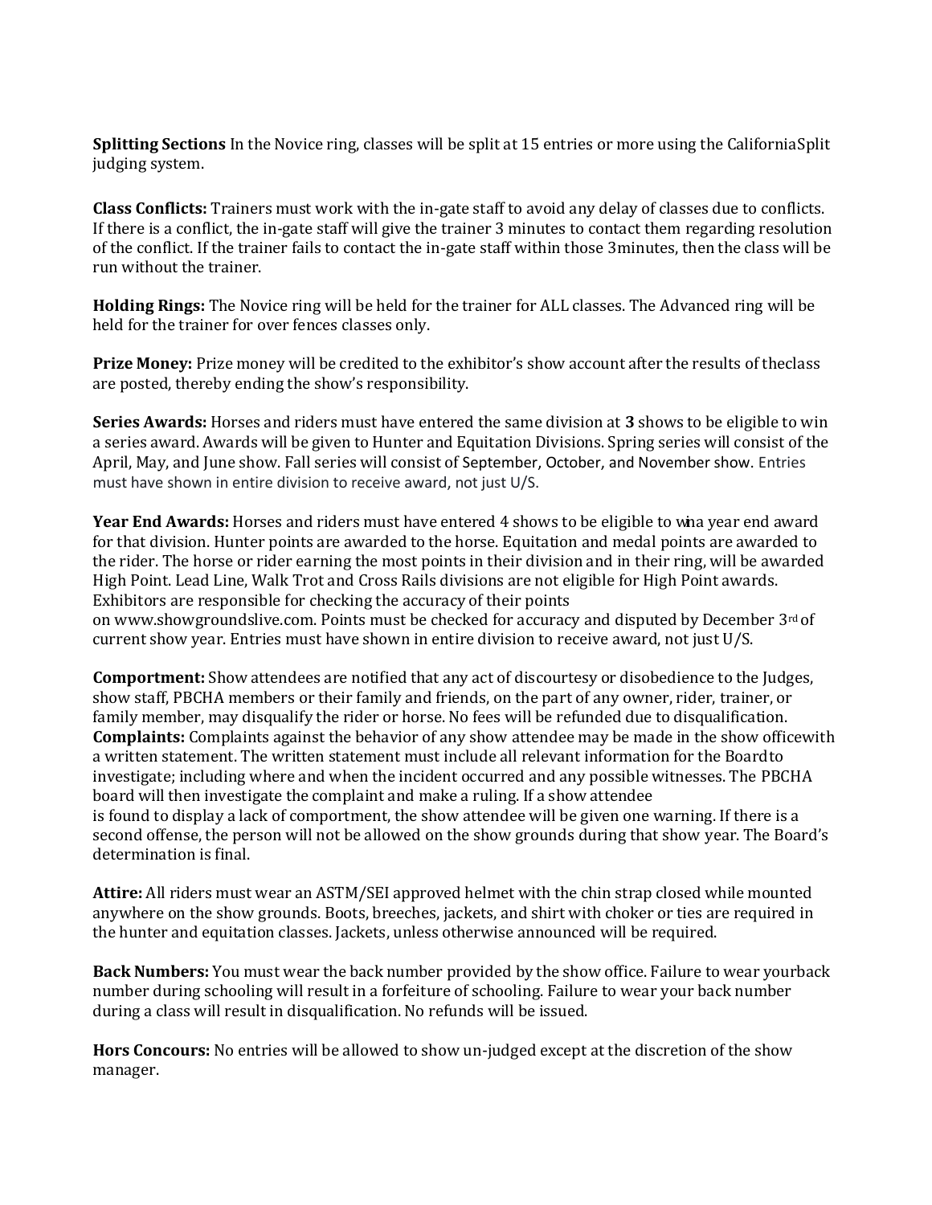**Splitting Sections** In the Novice ring, classes will be split at 15 entries or more using the CaliforniaSplit judging system.

**Class Conflicts:** Trainers must work with the in-gate staff to avoid any delay of classes due to conflicts. If there is a conflict, the in-gate staff will give the trainer 3 minutes to contact them regarding resolution of the conflict. If the trainer fails to contact the in-gate staff within those 3minutes, then the class will be run without the trainer.

**Holding Rings:** The Novice ring will be held for the trainer for ALL classes. The Advanced ring will be held for the trainer for over fences classes only.

**Prize Money:** Prize money will be credited to the exhibitor's show account after the results of theclass are posted, thereby ending the show's responsibility.

**Series Awards:** Horses and riders must have entered the same division at **3** shows to be eligible to win a series award. Awards will be given to Hunter and Equitation Divisions. Spring series will consist of the April, May, and June show. Fall series will consist of September, October, and November show. Entries must have shown in entire division to receive award, not just U/S.

**Year End Awards:** Horses and riders must have entered 4 shows to be eligible to wina year end award for that division. Hunter points are awarded to the horse. Equitation and medal points are awarded to the rider. The horse or rider earning the most points in their division and in their ring, will be awarded High Point. Lead Line, Walk Trot and Cross Rails divisions are not eligible for High Point awards. Exhibitors are responsible for checking the accuracy of their points on www.showgroundslive.com. Points must be checked for accuracy and disputed by December 3rd of current show year. Entries must have shown in entire division to receive award, not just U/S.

**Comportment:** Show attendees are notified that any act of discourtesy or disobedience to the Judges, show staff, PBCHA members or their family and friends, on the part of any owner, rider, trainer, or family member, may disqualify the rider or horse. No fees will be refunded due to disqualification.
**Complaints:** Complaints against the behavior of any show attendee may be made in the show officewith a written statement. The written statement must include all relevant information for the Boardto investigate; including where and when the incident occurred and any possible witnesses. The PBCHA board will then investigate the complaint and make a ruling. If a show attendee is found to display a lack of comportment, the show attendee will be given one warning. If there is a second offense, the person will not be allowed on the show grounds during that show year. The Board's determination is final.

**Attire:** All riders must wear an ASTM/SEI approved helmet with the chin strap closed while mounted anywhere on the show grounds. Boots, breeches, jackets, and shirt with choker or ties are required in the hunter and equitation classes. Jackets, unless otherwise announced will be required.

**Back Numbers:** You must wear the back number provided by the show office. Failure to wear yourback number during schooling will result in a forfeiture of schooling. Failure to wear your back number during a class will result in disqualification. No refunds will be issued.

**Hors Concours:** No entries will be allowed to show un-judged except at the discretion of the show manager.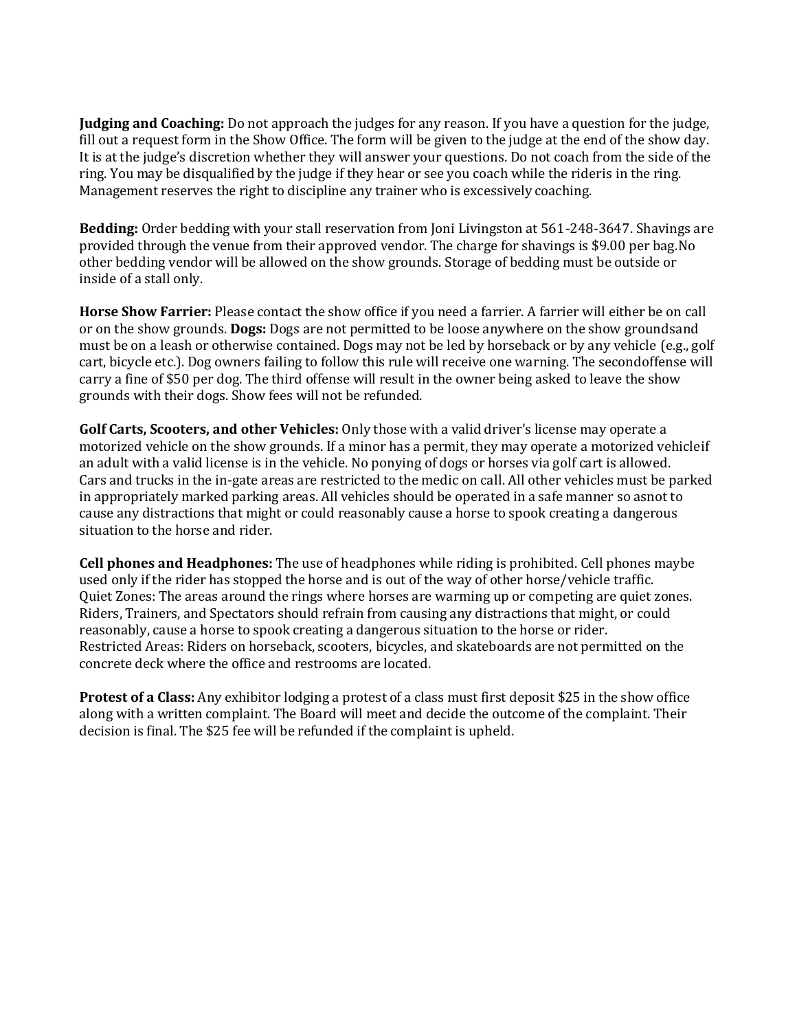**Judging and Coaching:** Do not approach the judges for any reason. If you have a question for the judge, fill out a request form in the Show Office. The form will be given to the judge at the end of the show day. It is at the judge's discretion whether they will answer your questions. Do not coach from the side of the ring. You may be disqualified by the judge if they hear or see you coach while the rideris in the ring. Management reserves the right to discipline any trainer who is excessively coaching.

**Bedding:** Order bedding with your stall reservation from Joni Livingston at 561-248-3647. Shavings are provided through the venue from their approved vendor. The charge for shavings is $9.00 per bag.No other bedding vendor will be allowed on the show grounds. Storage of bedding must be outside or inside of a stall only.

**Horse Show Farrier:** Please contact the show office if you need a farrier. A farrier will either be on call or on the show grounds. **Dogs:** Dogs are not permitted to be loose anywhere on the show groundsand must be on a leash or otherwise contained. Dogs may not be led by horseback or by any vehicle (e.g., golf cart, bicycle etc.). Dog owners failing to follow this rule will receive one warning. The secondoffense will carry a fine of $50 per dog. The third offense will result in the owner being asked to leave the show grounds with their dogs. Show fees will not be refunded.

**Golf Carts, Scooters, and other Vehicles:** Only those with a valid driver's license may operate a motorized vehicle on the show grounds. If a minor has a permit, they may operate a motorized vehicleif an adult with a valid license is in the vehicle. No ponying of dogs or horses via golf cart is allowed. Cars and trucks in the in-gate areas are restricted to the medic on call. All other vehicles must be parked in appropriately marked parking areas. All vehicles should be operated in a safe manner so asnot to cause any distractions that might or could reasonably cause a horse to spook creating a dangerous situation to the horse and rider.

**Cell phones and Headphones:** The use of headphones while riding is prohibited. Cell phones maybe used only if the rider has stopped the horse and is out of the way of other horse/vehicle traffic.
Quiet Zones: The areas around the rings where horses are warming up or competing are quiet zones. Riders, Trainers, and Spectators should refrain from causing any distractions that might, or could reasonably, cause a horse to spook creating a dangerous situation to the horse or rider.
Restricted Areas: Riders on horseback, scooters, bicycles, and skateboards are not permitted on the concrete deck where the office and restrooms are located.

**Protest of a Class:** Any exhibitor lodging a protest of a class must first deposit $25 in the show office along with a written complaint. The Board will meet and decide the outcome of the complaint. Their decision is final. The $25 fee will be refunded if the complaint is upheld.